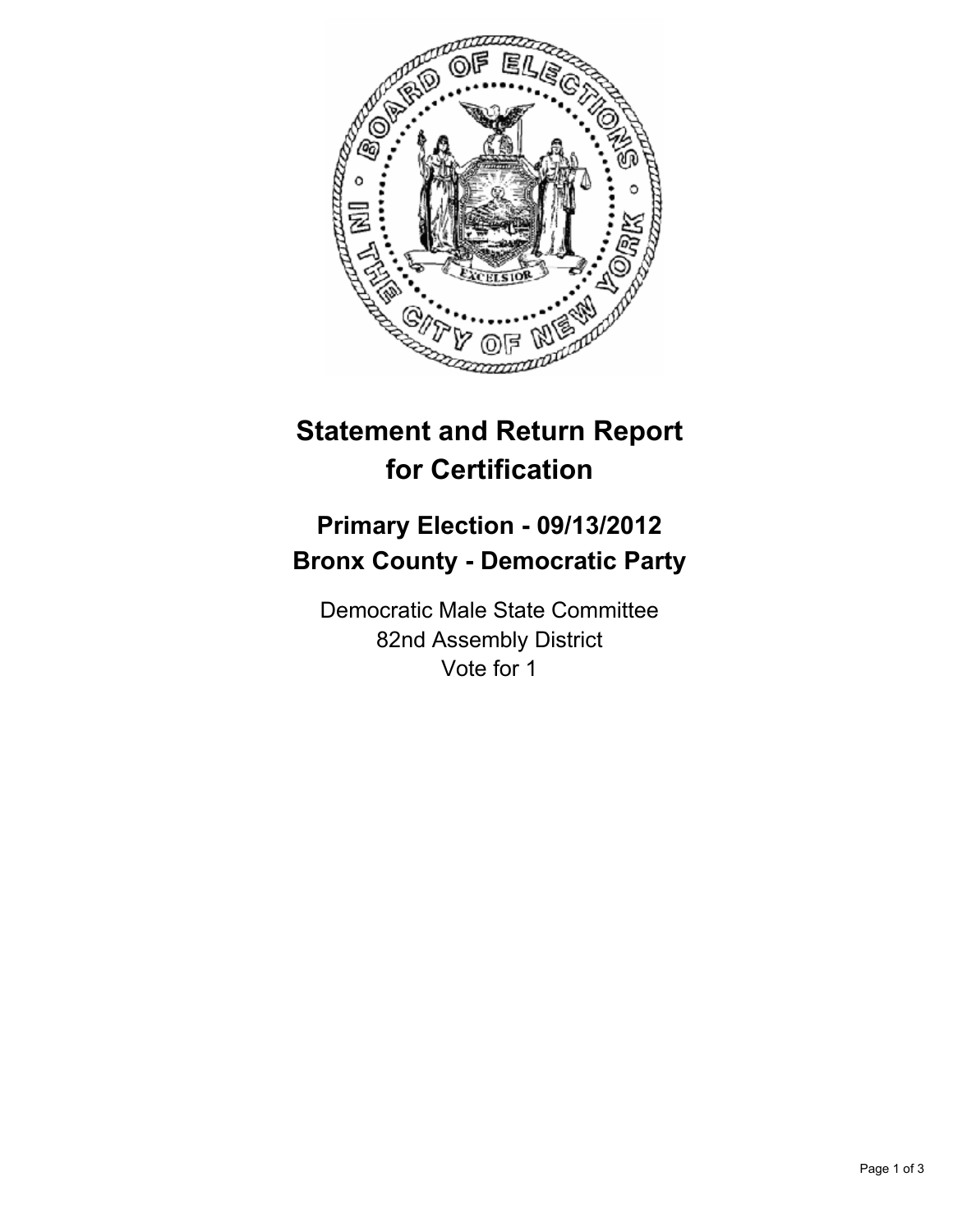# Statement and Return Report for Certification

## Primary Election - 09/13/2012
## Bronx County - Democratic Party

Democratic Male State Committee
82nd Assembly District
Vote for 1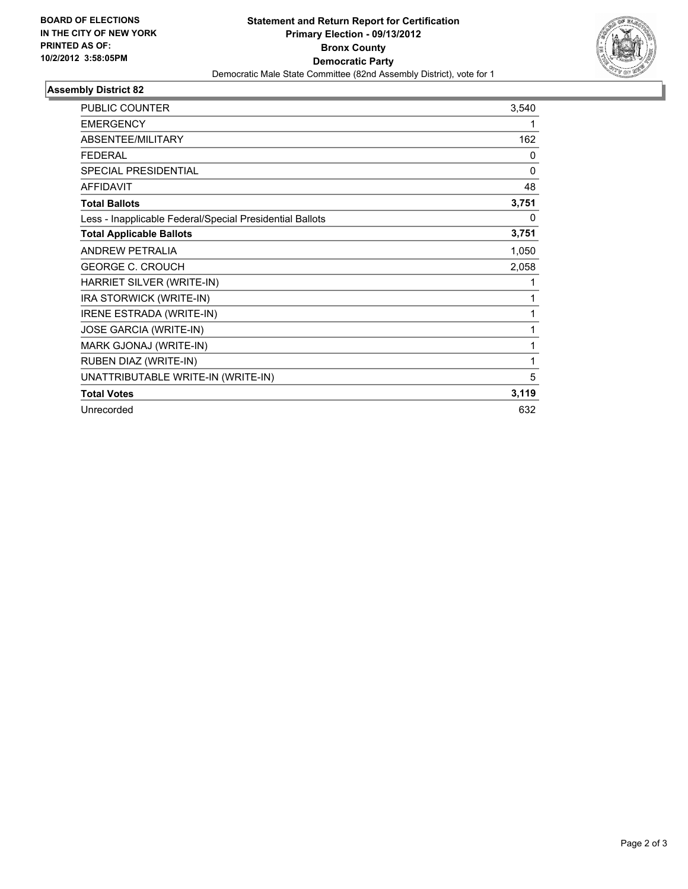**BOARD OF ELECTIONS IN THE CITY OF NEW YORK PRINTED AS OF: 10/2/2012 3:58:05PM**

# Statement and Return Report for Certification
## Primary Election - 09/13/2012
## Bronx County
## Democratic Party

Democratic Male State Committee (82nd Assembly District), vote for 1

### Assembly District 82

| | |
|---|---|
| PUBLIC COUNTER | 3,540 |
| EMERGENCY | 1 |
| ABSENTEE/MILITARY | 162 |
| FEDERAL | 0 |
| SPECIAL PRESIDENTIAL | 0 |
| AFFIDAVIT | 48 |
| **Total Ballots** | **3,751** |
| Less - Inapplicable Federal/Special Presidential Ballots | 0 |
| **Total Applicable Ballots** | **3,751** |
| ANDREW PETRALIA | 1,050 |
| GEORGE C. CROUCH | 2,058 |
| HARRIET SILVER (WRITE-IN) | 1 |
| IRA STORWICK (WRITE-IN) | 1 |
| IRENE ESTRADA (WRITE-IN) | 1 |
| JOSE GARCIA (WRITE-IN) | 1 |
| MARK GJONAJ (WRITE-IN) | 1 |
| RUBEN DIAZ (WRITE-IN) | 1 |
| UNATTRIBUTABLE WRITE-IN (WRITE-IN) | 5 |
| **Total Votes** | **3,119** |
| Unrecorded | 632 |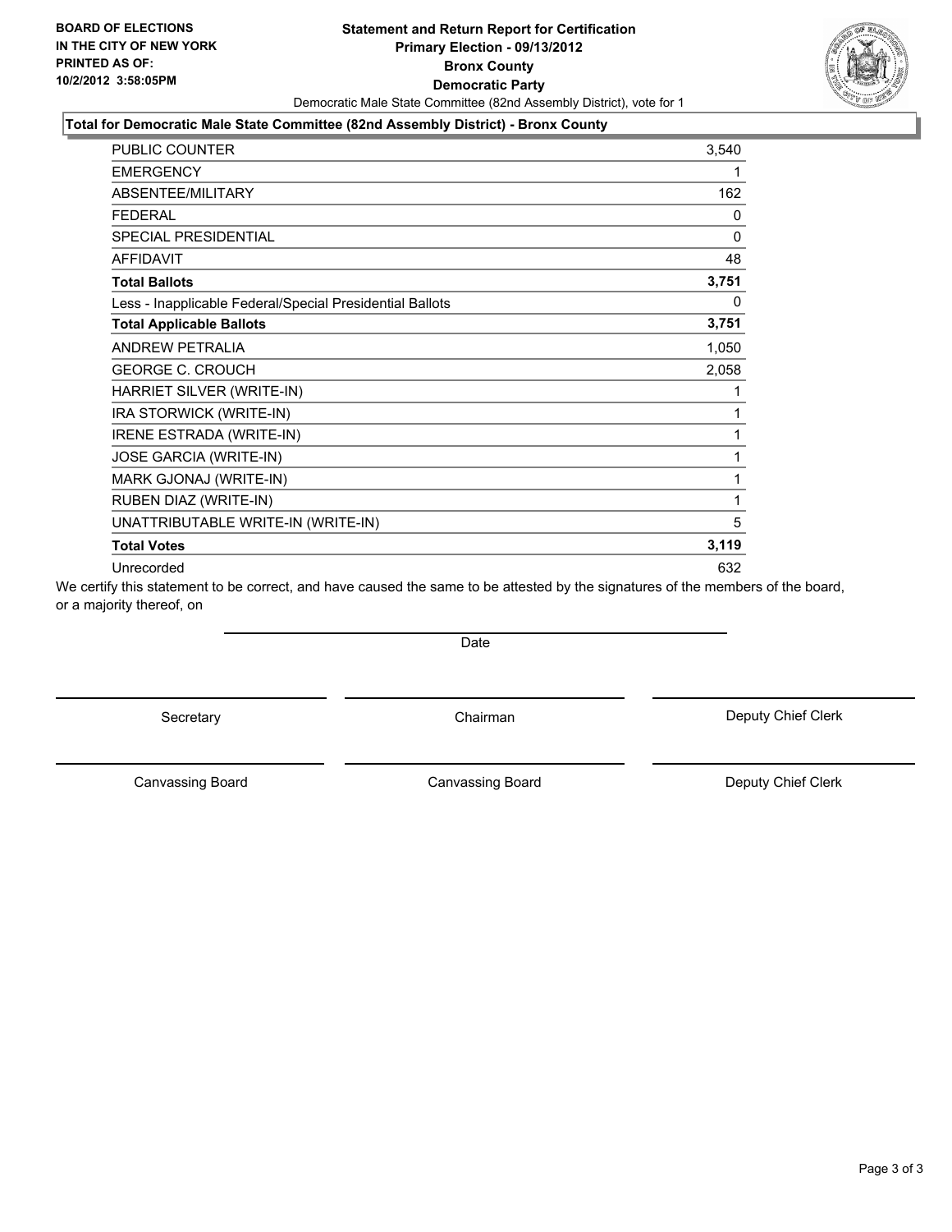**BOARD OF ELECTIONS IN THE CITY OF NEW YORK PRINTED AS OF: 10/2/2012 3:58:05PM**

**Statement and Return Report for Certification**
**Primary Election - 09/13/2012**
**Bronx County**
**Democratic Party**
Democratic Male State Committee (82nd Assembly District), vote for 1

**Total for Democratic Male State Committee (82nd Assembly District) - Bronx County**

| | |
|---|---|
| PUBLIC COUNTER | 3,540 |
| EMERGENCY | 1 |
| ABSENTEE/MILITARY | 162 |
| FEDERAL | 0 |
| SPECIAL PRESIDENTIAL | 0 |
| AFFIDAVIT | 48 |
| **Total Ballots** | **3,751** |
| Less - Inapplicable Federal/Special Presidential Ballots | 0 |
| **Total Applicable Ballots** | **3,751** |
| ANDREW PETRALIA | 1,050 |
| GEORGE C. CROUCH | 2,058 |
| HARRIET SILVER (WRITE-IN) | 1 |
| IRA STORWICK (WRITE-IN) | 1 |
| IRENE ESTRADA (WRITE-IN) | 1 |
| JOSE GARCIA (WRITE-IN) | 1 |
| MARK GJONAJ (WRITE-IN) | 1 |
| RUBEN DIAZ (WRITE-IN) | 1 |
| UNATTRIBUTABLE WRITE-IN (WRITE-IN) | 5 |
| **Total Votes** | **3,119** |
| Unrecorded | 632 |

We certify this statement to be correct, and have caused the same to be attested by the signatures of the members of the board, or a majority thereof, on

Date

Secretary | Chairman | Deputy Chief Clerk

Canvassing Board | Canvassing Board | Deputy Chief Clerk